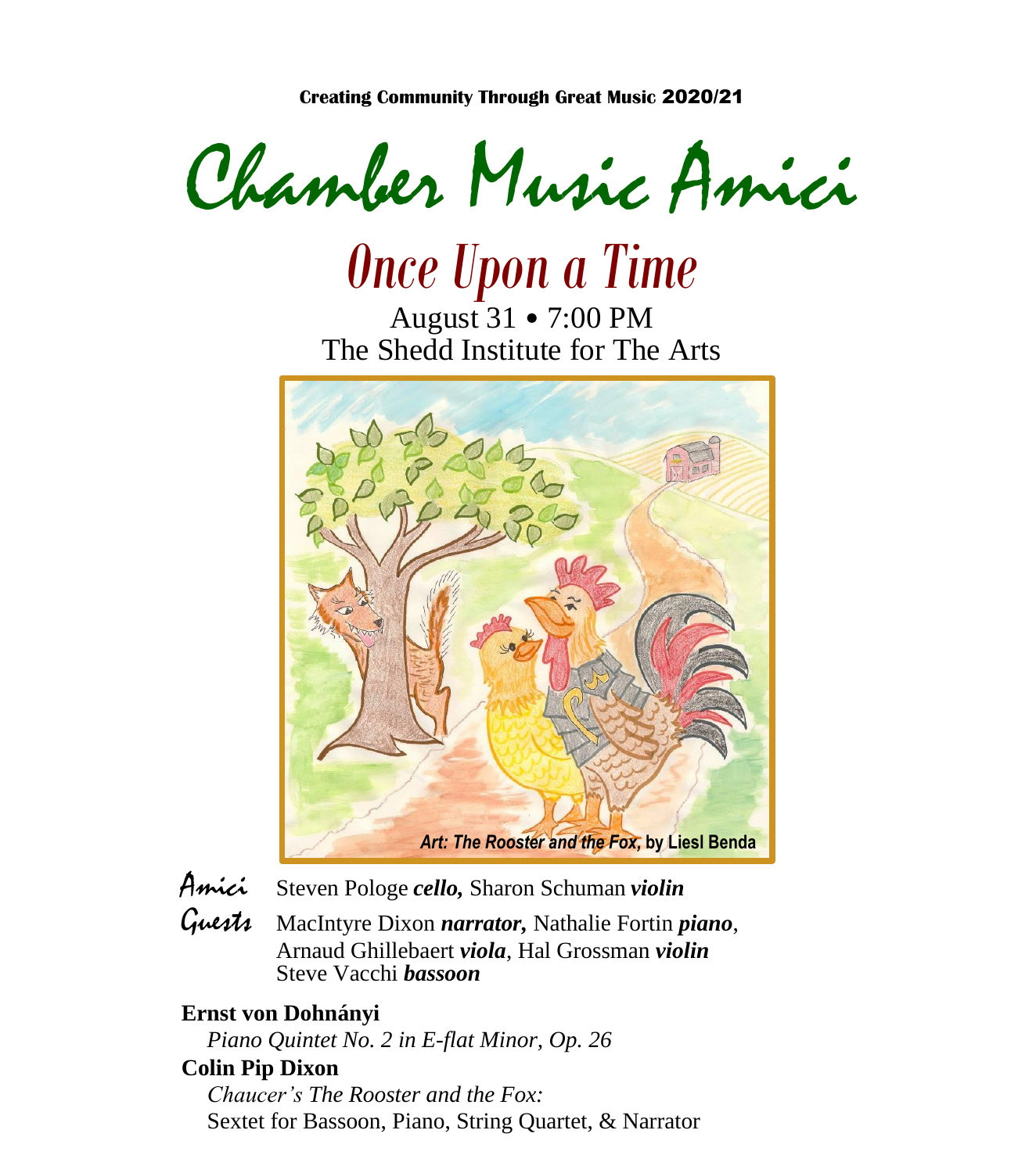**Creating Community Through Great Music 2020/21**

# Chamber Music Amici

## *Once Upon a Time*

August 31 • 7:00 PM
The Shedd Institute for The Arts

***Art: The Rooster and the Fox,*** **by Liesl Benda**

**Amici** Steven Pologe ***cello,*** Sharon Schuman ***violin***

**Guests** MacIntyre Dixon ***narrator,*** Nathalie Fortin ***piano***, Arnaud Ghillebaert ***viola***, Hal Grossman ***violin*** Steve Vacchi ***bassoon***

**Ernst von Dohnányi**
*Piano Quintet No. 2 in E-flat Minor, Op. 26*

**Colin Pip Dixon**
*Chaucer's The Rooster and the Fox:*
Sextet for Bassoon, Piano, String Quartet, & Narrator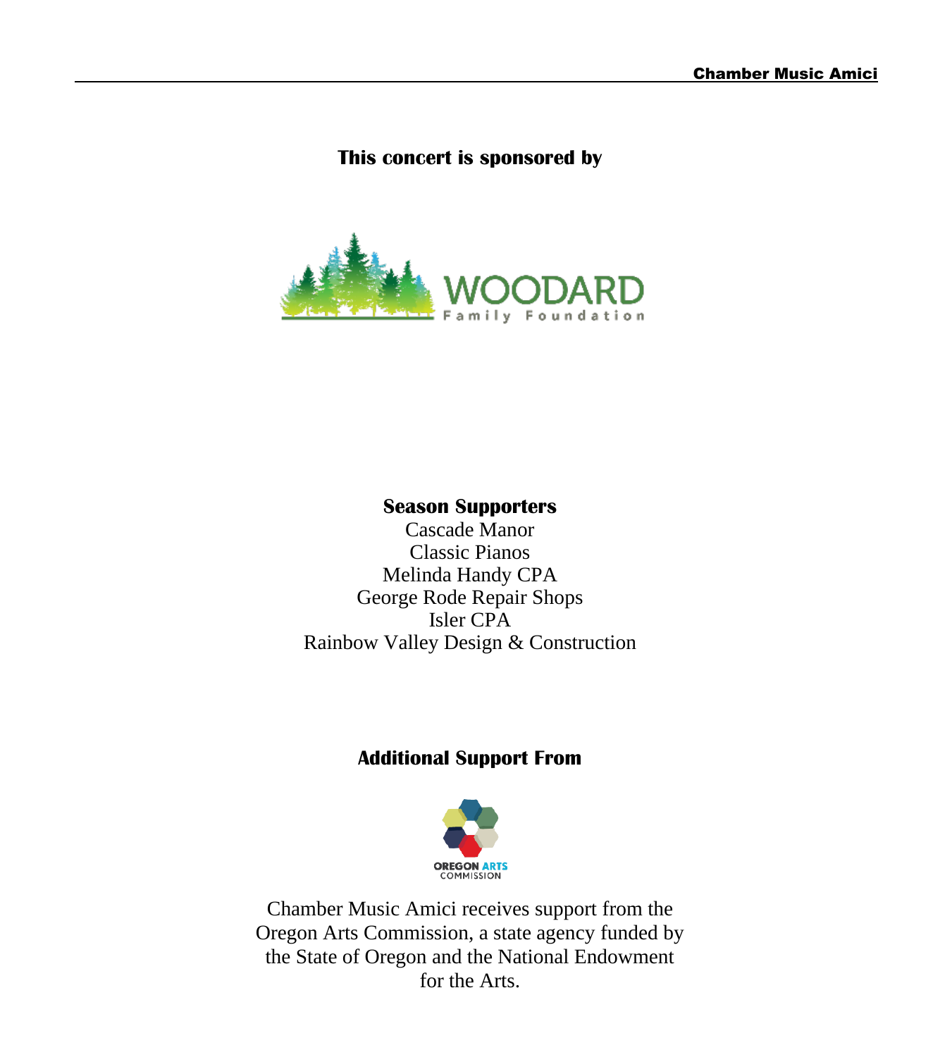**This concert is sponsored by**

WOODARD
Family Foundation

**Season Supporters**

Cascade Manor
Classic Pianos
Melinda Handy CPA
George Rode Repair Shops
Isler CPA
Rainbow Valley Design & Construction

**Additional Support From**

OREGON ARTS COMMISSION

Chamber Music Amici receives support from the Oregon Arts Commission, a state agency funded by the State of Oregon and the National Endowment for the Arts.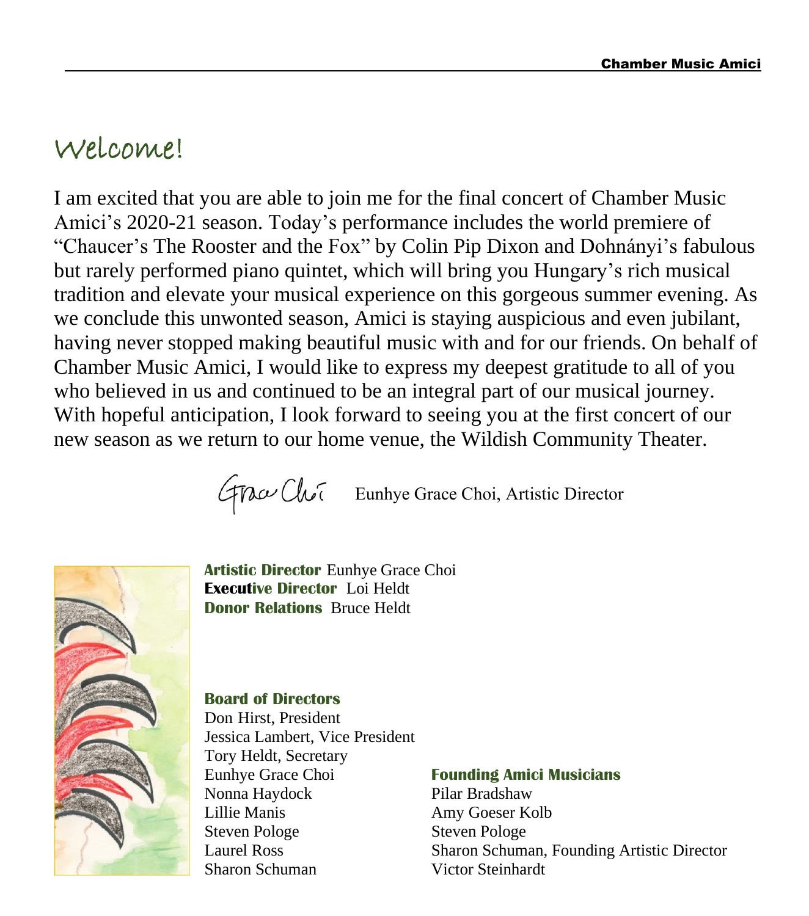# Welcome!

I am excited that you are able to join me for the final concert of Chamber Music Amici's 2020-21 season. Today's performance includes the world premiere of "Chaucer's The Rooster and the Fox" by Colin Pip Dixon and Dohnányi's fabulous but rarely performed piano quintet, which will bring you Hungary's rich musical tradition and elevate your musical experience on this gorgeous summer evening. As we conclude this unwonted season, Amici is staying auspicious and even jubilant, having never stopped making beautiful music with and for our friends. On behalf of Chamber Music Amici, I would like to express my deepest gratitude to all of you who believed in us and continued to be an integral part of our musical journey. With hopeful anticipation, I look forward to seeing you at the first concert of our new season as we return to our home venue, the Wildish Community Theater.

Grace Choi — Eunhye Grace Choi, Artistic Director

**Artistic Director** Eunhye Grace Choi
**Executive Director** Loi Heldt
**Donor Relations** Bruce Heldt

**Board of Directors**

Don Hirst, President
Jessica Lambert, Vice President
Tory Heldt, Secretary
Eunhye Grace Choi
Nonna Haydock
Lillie Manis
Steven Pologe
Laurel Ross
Sharon Schuman

**Founding Amici Musicians**

Pilar Bradshaw
Amy Goeser Kolb
Steven Pologe
Sharon Schuman, Founding Artistic Director
Victor Steinhardt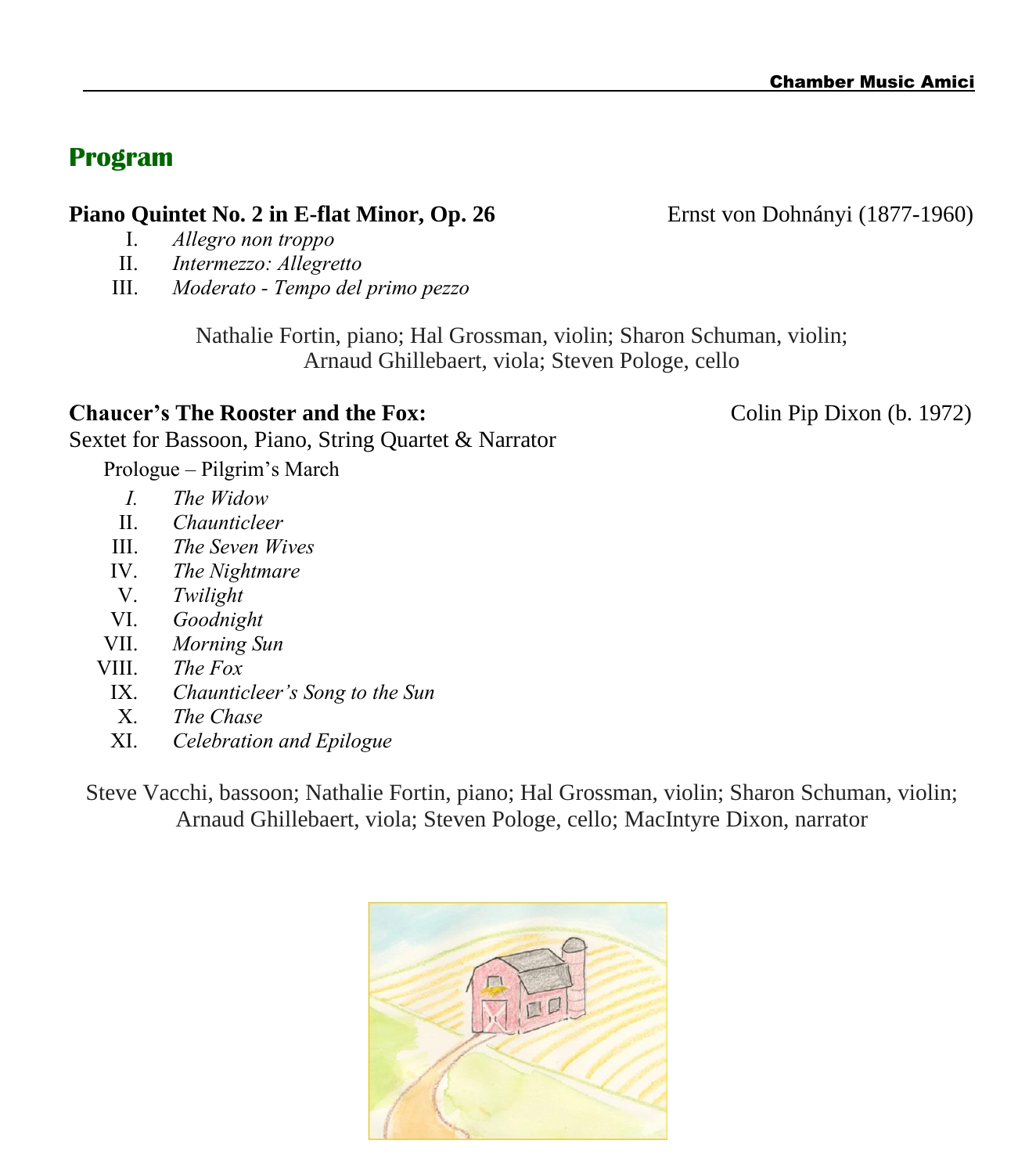## Program

**Piano Quintet No. 2 in E-flat Minor, Op. 26** Ernst von Dohnányi (1877-1960)

I. *Allegro non troppo*
II. *Intermezzo: Allegretto*
III. *Moderato - Tempo del primo pezzo*

Nathalie Fortin, piano; Hal Grossman, violin; Sharon Schuman, violin; Arnaud Ghillebaert, viola; Steven Pologe, cello

**Chaucer's The Rooster and the Fox:** Colin Pip Dixon (b. 1972)

Sextet for Bassoon, Piano, String Quartet & Narrator

Prologue – Pilgrim's March

I. *The Widow*
II. *Chaunticleer*
III. *The Seven Wives*
IV. *The Nightmare*
V. *Twilight*
VI. *Goodnight*
VII. *Morning Sun*
VIII. *The Fox*
IX. *Chaunticleer's Song to the Sun*
X. *The Chase*
XI. *Celebration and Epilogue*

Steve Vacchi, bassoon; Nathalie Fortin, piano; Hal Grossman, violin; Sharon Schuman, violin; Arnaud Ghillebaert, viola; Steven Pologe, cello; MacIntyre Dixon, narrator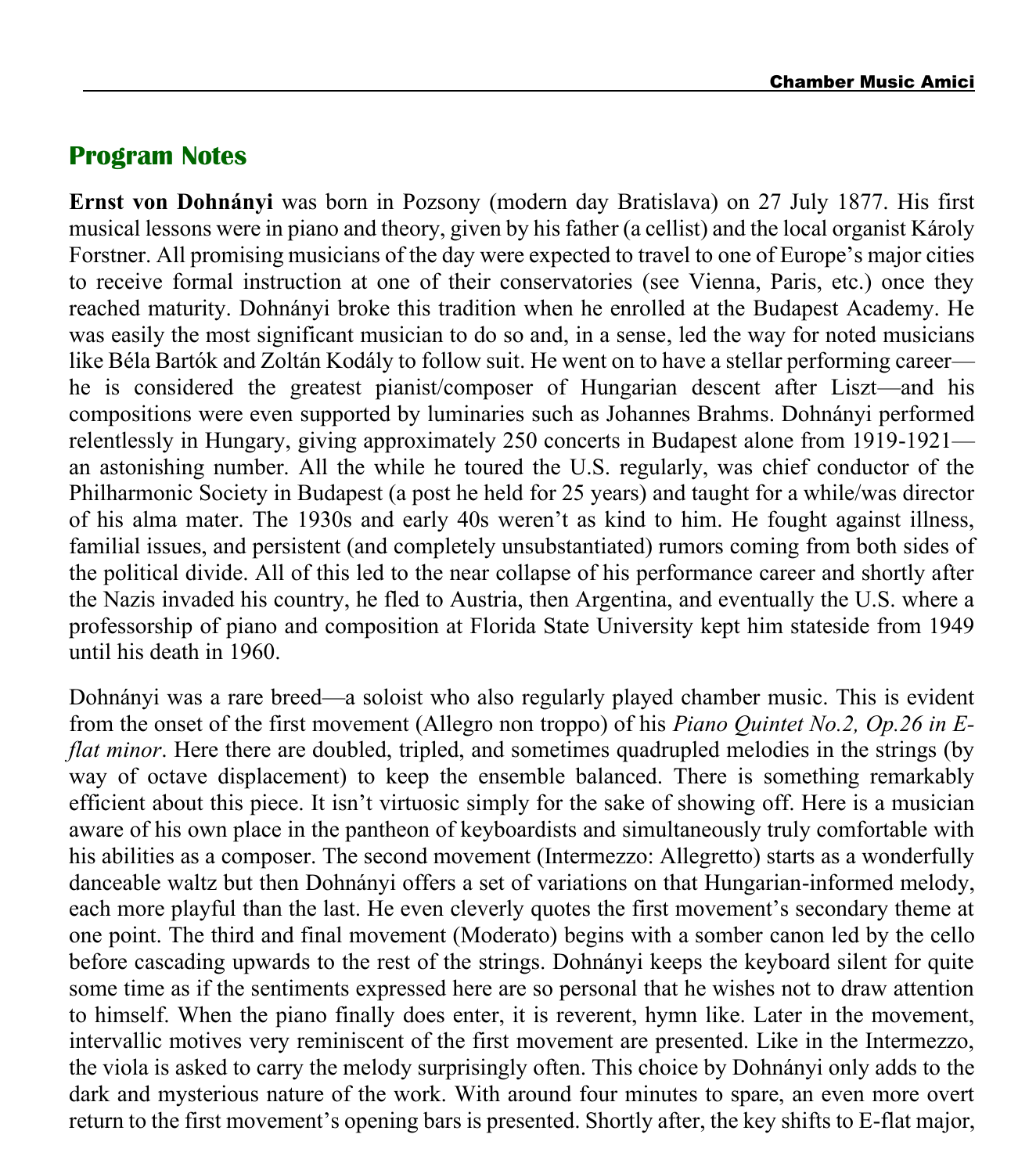## Program Notes

**Ernst von Dohnányi** was born in Pozsony (modern day Bratislava) on 27 July 1877. His first musical lessons were in piano and theory, given by his father (a cellist) and the local organist Károly Forstner. All promising musicians of the day were expected to travel to one of Europe's major cities to receive formal instruction at one of their conservatories (see Vienna, Paris, etc.) once they reached maturity. Dohnányi broke this tradition when he enrolled at the Budapest Academy. He was easily the most significant musician to do so and, in a sense, led the way for noted musicians like Béla Bartók and Zoltán Kodály to follow suit. He went on to have a stellar performing career—he is considered the greatest pianist/composer of Hungarian descent after Liszt—and his compositions were even supported by luminaries such as Johannes Brahms. Dohnányi performed relentlessly in Hungary, giving approximately 250 concerts in Budapest alone from 1919-1921—an astonishing number. All the while he toured the U.S. regularly, was chief conductor of the Philharmonic Society in Budapest (a post he held for 25 years) and taught for a while/was director of his alma mater. The 1930s and early 40s weren't as kind to him. He fought against illness, familial issues, and persistent (and completely unsubstantiated) rumors coming from both sides of the political divide. All of this led to the near collapse of his performance career and shortly after the Nazis invaded his country, he fled to Austria, then Argentina, and eventually the U.S. where a professorship of piano and composition at Florida State University kept him stateside from 1949 until his death in 1960.

Dohnányi was a rare breed—a soloist who also regularly played chamber music. This is evident from the onset of the first movement (Allegro non troppo) of his *Piano Quintet No.2, Op.26 in E-flat minor*. Here there are doubled, tripled, and sometimes quadrupled melodies in the strings (by way of octave displacement) to keep the ensemble balanced. There is something remarkably efficient about this piece. It isn't virtuosic simply for the sake of showing off. Here is a musician aware of his own place in the pantheon of keyboardists and simultaneously truly comfortable with his abilities as a composer. The second movement (Intermezzo: Allegretto) starts as a wonderfully danceable waltz but then Dohnányi offers a set of variations on that Hungarian-informed melody, each more playful than the last. He even cleverly quotes the first movement's secondary theme at one point. The third and final movement (Moderato) begins with a somber canon led by the cello before cascading upwards to the rest of the strings. Dohnányi keeps the keyboard silent for quite some time as if the sentiments expressed here are so personal that he wishes not to draw attention to himself. When the piano finally does enter, it is reverent, hymn like. Later in the movement, intervallic motives very reminiscent of the first movement are presented. Like in the Intermezzo, the viola is asked to carry the melody surprisingly often. This choice by Dohnányi only adds to the dark and mysterious nature of the work. With around four minutes to spare, an even more overt return to the first movement's opening bars is presented. Shortly after, the key shifts to E-flat major,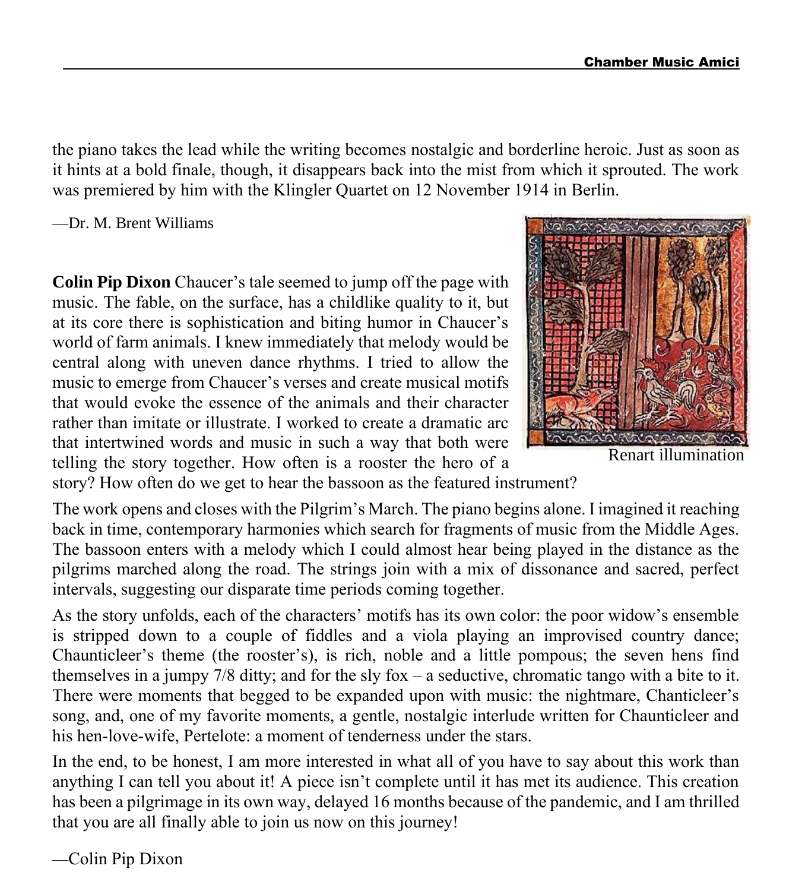the piano takes the lead while the writing becomes nostalgic and borderline heroic. Just as soon as it hints at a bold finale, though, it disappears back into the mist from which it sprouted. The work was premiered by him with the Klingler Quartet on 12 November 1914 in Berlin.

—Dr. M. Brent Williams

**Colin Pip Dixon** Chaucer's tale seemed to jump off the page with music. The fable, on the surface, has a childlike quality to it, but at its core there is sophistication and biting humor in Chaucer's world of farm animals. I knew immediately that melody would be central along with uneven dance rhythms. I tried to allow the music to emerge from Chaucer's verses and create musical motifs that would evoke the essence of the animals and their character rather than imitate or illustrate. I worked to create a dramatic arc that intertwined words and music in such a way that both were telling the story together. How often is a rooster the hero of a story? How often do we get to hear the bassoon as the featured instrument?

Renart illumination

The work opens and closes with the Pilgrim's March. The piano begins alone. I imagined it reaching back in time, contemporary harmonies which search for fragments of music from the Middle Ages. The bassoon enters with a melody which I could almost hear being played in the distance as the pilgrims marched along the road. The strings join with a mix of dissonance and sacred, perfect intervals, suggesting our disparate time periods coming together.

As the story unfolds, each of the characters' motifs has its own color: the poor widow's ensemble is stripped down to a couple of fiddles and a viola playing an improvised country dance; Chaunticleer's theme (the rooster's), is rich, noble and a little pompous; the seven hens find themselves in a jumpy 7/8 ditty; and for the sly fox – a seductive, chromatic tango with a bite to it. There were moments that begged to be expanded upon with music: the nightmare, Chanticleer's song, and, one of my favorite moments, a gentle, nostalgic interlude written for Chaunticleer and his hen-love-wife, Pertelote: a moment of tenderness under the stars.

In the end, to be honest, I am more interested in what all of you have to say about this work than anything I can tell you about it! A piece isn't complete until it has met its audience. This creation has been a pilgrimage in its own way, delayed 16 months because of the pandemic, and I am thrilled that you are all finally able to join us now on this journey!

—Colin Pip Dixon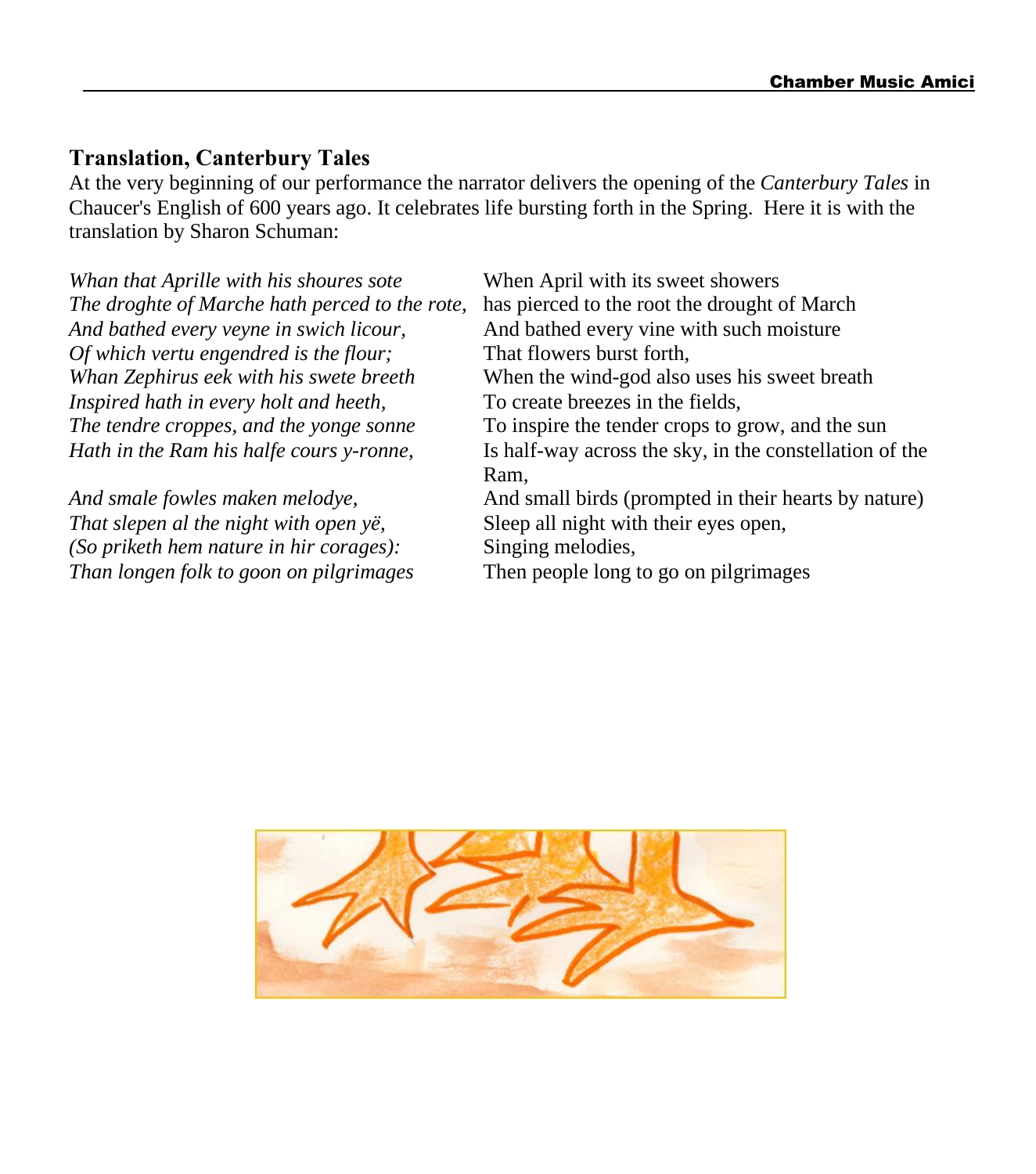## Translation, Canterbury Tales

At the very beginning of our performance the narrator delivers the opening of the *Canterbury Tales* in Chaucer's English of 600 years ago. It celebrates life bursting forth in the Spring. Here it is with the translation by Sharon Schuman:

| | |
|---|---|
| *Whan that Aprille with his shoures sote* | When April with its sweet showers |
| *The droghte of Marche hath perced to the rote,* | has pierced to the root the drought of March |
| *And bathed every veyne in swich licour,* | And bathed every vine with such moisture |
| *Of which vertu engendred is the flour;* | That flowers burst forth, |
| *Whan Zephirus eek with his swete breeth* | When the wind-god also uses his sweet breath |
| *Inspired hath in every holt and heeth,* | To create breezes in the fields, |
| *The tendre croppes, and the yonge sonne* | To inspire the tender crops to grow, and the sun |
| *Hath in the Ram his halfe cours y-ronne,* | Is half-way across the sky, in the constellation of the Ram, |
| *And smale fowles maken melodye,* | And small birds (prompted in their hearts by nature) |
| *That slepen al the night with open yë,* | Sleep all night with their eyes open, |
| *(So priketh hem nature in hir corages):* | Singing melodies, |
| *Than longen folk to goon on pilgrimages* | Then people long to go on pilgrimages |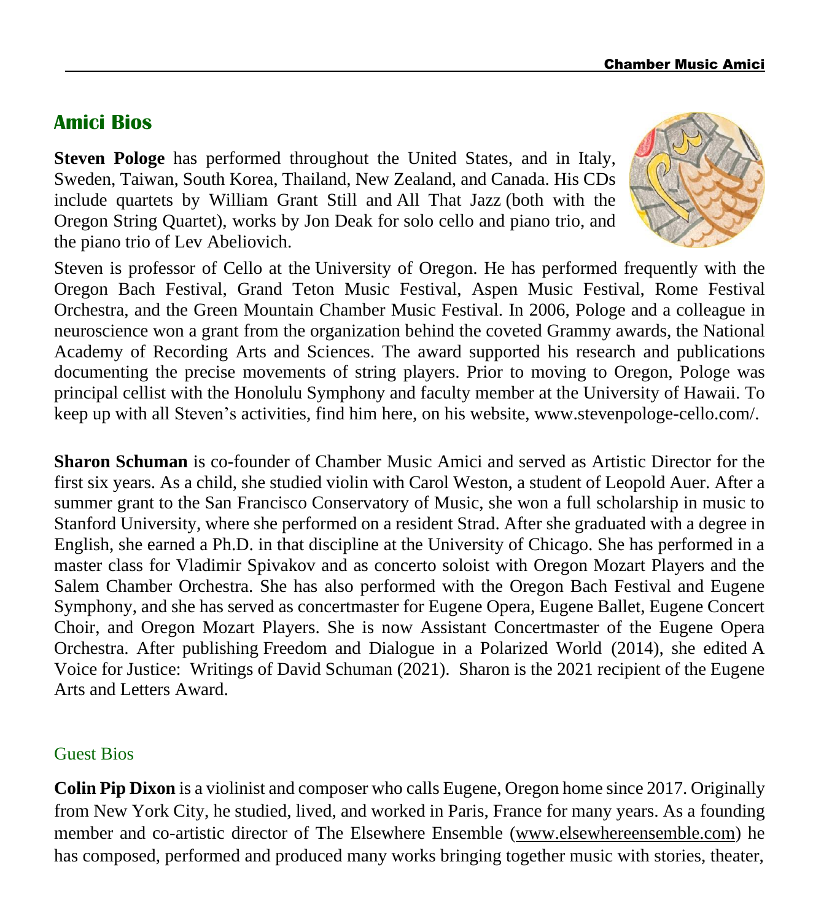## Amici Bios

**Steven Pologe** has performed throughout the United States, and in Italy, Sweden, Taiwan, South Korea, Thailand, New Zealand, and Canada. His CDs include quartets by William Grant Still and All That Jazz (both with the Oregon String Quartet), works by Jon Deak for solo cello and piano trio, and the piano trio of Lev Abeliovich.

Steven is professor of Cello at the University of Oregon. He has performed frequently with the Oregon Bach Festival, Grand Teton Music Festival, Aspen Music Festival, Rome Festival Orchestra, and the Green Mountain Chamber Music Festival. In 2006, Pologe and a colleague in neuroscience won a grant from the organization behind the coveted Grammy awards, the National Academy of Recording Arts and Sciences. The award supported his research and publications documenting the precise movements of string players. Prior to moving to Oregon, Pologe was principal cellist with the Honolulu Symphony and faculty member at the University of Hawaii. To keep up with all Steven's activities, find him here, on his website, www.stevenpologe-cello.com/.

**Sharon Schuman** is co-founder of Chamber Music Amici and served as Artistic Director for the first six years. As a child, she studied violin with Carol Weston, a student of Leopold Auer. After a summer grant to the San Francisco Conservatory of Music, she won a full scholarship in music to Stanford University, where she performed on a resident Strad. After she graduated with a degree in English, she earned a Ph.D. in that discipline at the University of Chicago. She has performed in a master class for Vladimir Spivakov and as concerto soloist with Oregon Mozart Players and the Salem Chamber Orchestra. She has also performed with the Oregon Bach Festival and Eugene Symphony, and she has served as concertmaster for Eugene Opera, Eugene Ballet, Eugene Concert Choir, and Oregon Mozart Players. She is now Assistant Concertmaster of the Eugene Opera Orchestra. After publishing Freedom and Dialogue in a Polarized World (2014), she edited A Voice for Justice: Writings of David Schuman (2021). Sharon is the 2021 recipient of the Eugene Arts and Letters Award.

### Guest Bios

**Colin Pip Dixon** is a violinist and composer who calls Eugene, Oregon home since 2017. Originally from New York City, he studied, lived, and worked in Paris, France for many years. As a founding member and co-artistic director of The Elsewhere Ensemble (www.elsewhereensemble.com) he has composed, performed and produced many works bringing together music with stories, theater,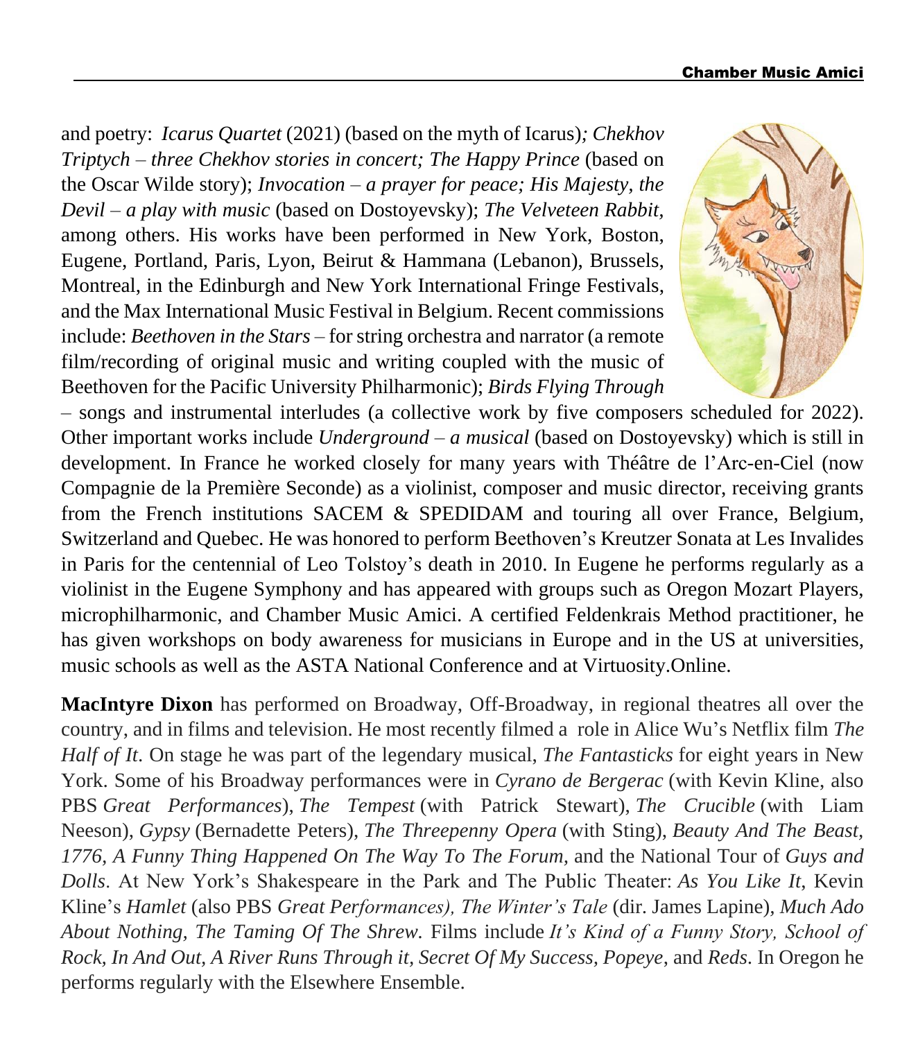and poetry: *Icarus Quartet* (2021) (based on the myth of Icarus)*; Chekhov Triptych – three Chekhov stories in concert; The Happy Prince* (based on the Oscar Wilde story); *Invocation – a prayer for peace; His Majesty, the Devil – a play with music* (based on Dostoyevsky); *The Velveteen Rabbit,* among others. His works have been performed in New York, Boston, Eugene, Portland, Paris, Lyon, Beirut & Hammana (Lebanon), Brussels, Montreal, in the Edinburgh and New York International Fringe Festivals, and the Max International Music Festival in Belgium. Recent commissions include: *Beethoven in the Stars* – for string orchestra and narrator (a remote film/recording of original music and writing coupled with the music of Beethoven for the Pacific University Philharmonic); *Birds Flying Through* – songs and instrumental interludes (a collective work by five composers scheduled for 2022). Other important works include *Underground – a musical* (based on Dostoyevsky) which is still in development. In France he worked closely for many years with Théâtre de l'Arc-en-Ciel (now Compagnie de la Première Seconde) as a violinist, composer and music director, receiving grants from the French institutions SACEM & SPEDIDAM and touring all over France, Belgium, Switzerland and Quebec. He was honored to perform Beethoven's Kreutzer Sonata at Les Invalides in Paris for the centennial of Leo Tolstoy's death in 2010. In Eugene he performs regularly as a violinist in the Eugene Symphony and has appeared with groups such as Oregon Mozart Players, microphilharmonic, and Chamber Music Amici. A certified Feldenkrais Method practitioner, he has given workshops on body awareness for musicians in Europe and in the US at universities, music schools as well as the ASTA National Conference and at Virtuosity.Online.

**MacIntyre Dixon** has performed on Broadway, Off-Broadway, in regional theatres all over the country, and in films and television. He most recently filmed a role in Alice Wu's Netflix film *The Half of It*. On stage he was part of the legendary musical, *The Fantasticks* for eight years in New York. Some of his Broadway performances were in *Cyrano de Bergerac* (with Kevin Kline, also PBS *Great Performances*), *The Tempest* (with Patrick Stewart), *The Crucible* (with Liam Neeson), *Gypsy* (Bernadette Peters), *The Threepenny Opera* (with Sting), *Beauty And The Beast, 1776, A Funny Thing Happened On The Way To The Forum,* and the National Tour of *Guys and Dolls*. At New York's Shakespeare in the Park and The Public Theater: *As You Like It*, Kevin Kline's *Hamlet* (also PBS *Great Performances), The Winter's Tale* (dir. James Lapine)*, Much Ado About Nothing, The Taming Of The Shrew.* Films include *It's Kind of a Funny Story, School of Rock, In And Out, A River Runs Through it, Secret Of My Success, Popeye*, and *Reds*. In Oregon he performs regularly with the Elsewhere Ensemble.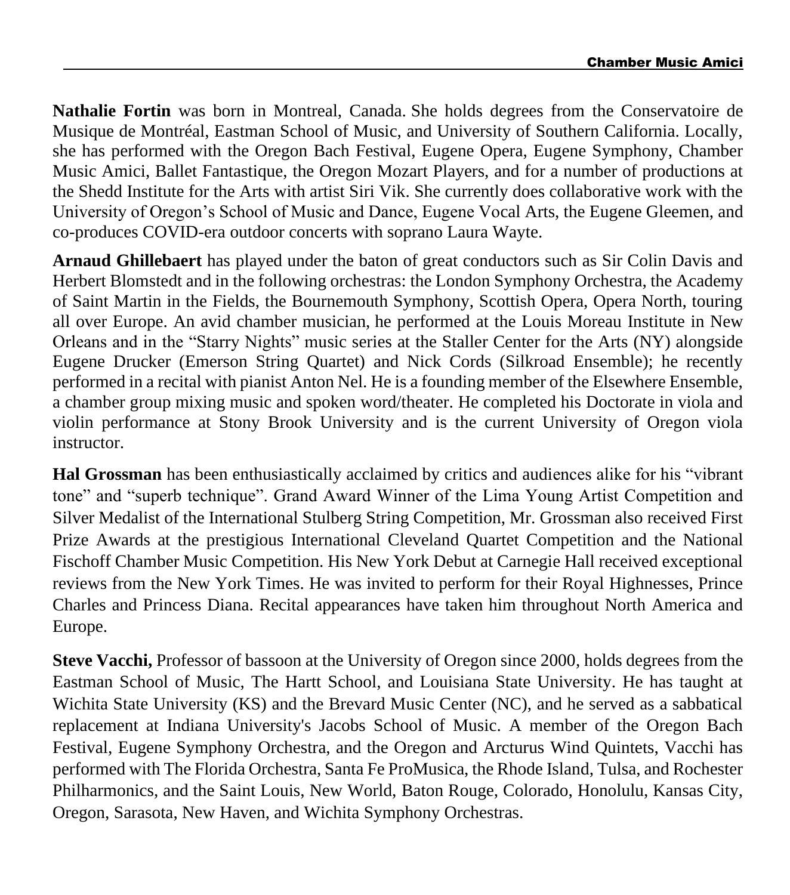**Nathalie Fortin** was born in Montreal, Canada. She holds degrees from the Conservatoire de Musique de Montréal, Eastman School of Music, and University of Southern California. Locally, she has performed with the Oregon Bach Festival, Eugene Opera, Eugene Symphony, Chamber Music Amici, Ballet Fantastique, the Oregon Mozart Players, and for a number of productions at the Shedd Institute for the Arts with artist Siri Vik. She currently does collaborative work with the University of Oregon's School of Music and Dance, Eugene Vocal Arts, the Eugene Gleemen, and co-produces COVID-era outdoor concerts with soprano Laura Wayte.

**Arnaud Ghillebaert** has played under the baton of great conductors such as Sir Colin Davis and Herbert Blomstedt and in the following orchestras: the London Symphony Orchestra, the Academy of Saint Martin in the Fields, the Bournemouth Symphony, Scottish Opera, Opera North, touring all over Europe. An avid chamber musician, he performed at the Louis Moreau Institute in New Orleans and in the "Starry Nights" music series at the Staller Center for the Arts (NY) alongside Eugene Drucker (Emerson String Quartet) and Nick Cords (Silkroad Ensemble); he recently performed in a recital with pianist Anton Nel. He is a founding member of the Elsewhere Ensemble, a chamber group mixing music and spoken word/theater. He completed his Doctorate in viola and violin performance at Stony Brook University and is the current University of Oregon viola instructor.

**Hal Grossman** has been enthusiastically acclaimed by critics and audiences alike for his "vibrant tone" and "superb technique". Grand Award Winner of the Lima Young Artist Competition and Silver Medalist of the International Stulberg String Competition, Mr. Grossman also received First Prize Awards at the prestigious International Cleveland Quartet Competition and the National Fischoff Chamber Music Competition. His New York Debut at Carnegie Hall received exceptional reviews from the New York Times. He was invited to perform for their Royal Highnesses, Prince Charles and Princess Diana. Recital appearances have taken him throughout North America and Europe.

**Steve Vacchi,** Professor of bassoon at the University of Oregon since 2000, holds degrees from the Eastman School of Music, The Hartt School, and Louisiana State University. He has taught at Wichita State University (KS) and the Brevard Music Center (NC), and he served as a sabbatical replacement at Indiana University's Jacobs School of Music. A member of the Oregon Bach Festival, Eugene Symphony Orchestra, and the Oregon and Arcturus Wind Quintets, Vacchi has performed with The Florida Orchestra, Santa Fe ProMusica, the Rhode Island, Tulsa, and Rochester Philharmonics, and the Saint Louis, New World, Baton Rouge, Colorado, Honolulu, Kansas City, Oregon, Sarasota, New Haven, and Wichita Symphony Orchestras.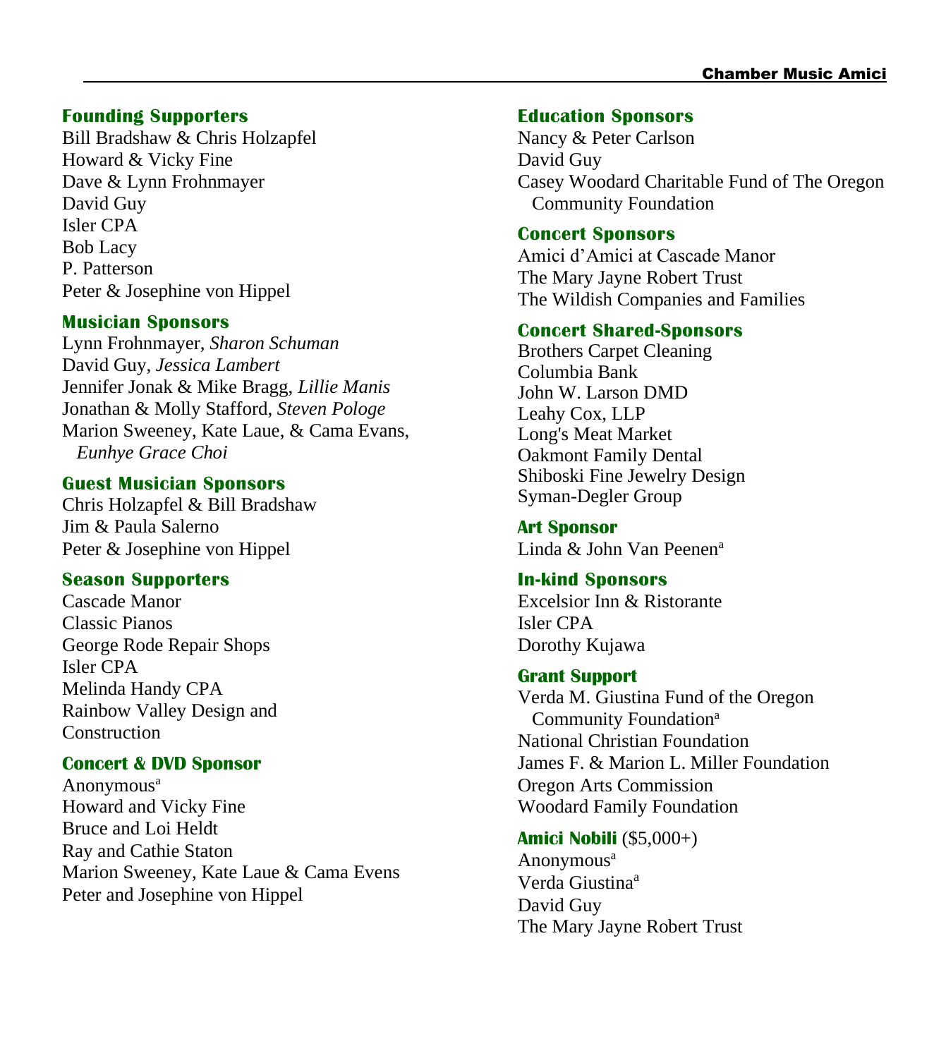## Founding Supporters

Bill Bradshaw & Chris Holzapfel
Howard & Vicky Fine
Dave & Lynn Frohnmayer
David Guy
Isler CPA
Bob Lacy
P. Patterson
Peter & Josephine von Hippel

## Musician Sponsors

Lynn Frohnmayer, *Sharon Schuman*
David Guy, *Jessica Lambert*
Jennifer Jonak & Mike Bragg, *Lillie Manis*
Jonathan & Molly Stafford, *Steven Pologe*
Marion Sweeney, Kate Laue, & Cama Evans, *Eunhye Grace Choi*

## Guest Musician Sponsors

Chris Holzapfel & Bill Bradshaw
Jim & Paula Salerno
Peter & Josephine von Hippel

## Season Supporters

Cascade Manor
Classic Pianos
George Rode Repair Shops
Isler CPA
Melinda Handy CPA
Rainbow Valley Design and Construction

## Concert & DVD Sponsor

Anonymous[a]
Howard and Vicky Fine
Bruce and Loi Heldt
Ray and Cathie Staton
Marion Sweeney, Kate Laue & Cama Evens
Peter and Josephine von Hippel

## Education Sponsors

Nancy & Peter Carlson
David Guy
Casey Woodard Charitable Fund of The Oregon Community Foundation

## Concert Sponsors

Amici d'Amici at Cascade Manor
The Mary Jayne Robert Trust
The Wildish Companies and Families

## Concert Shared-Sponsors

Brothers Carpet Cleaning
Columbia Bank
John W. Larson DMD
Leahy Cox, LLP
Long's Meat Market
Oakmont Family Dental
Shiboski Fine Jewelry Design
Syman-Degler Group

## Art Sponsor

Linda & John Van Peenen[a]

## In-kind Sponsors

Excelsior Inn & Ristorante
Isler CPA
Dorothy Kujawa

## Grant Support

Verda M. Giustina Fund of the Oregon Community Foundation[a]
National Christian Foundation
James F. & Marion L. Miller Foundation
Oregon Arts Commission
Woodard Family Foundation

## Amici Nobili ($5,000+)

Anonymous[a]
Verda Giustina[a]
David Guy
The Mary Jayne Robert Trust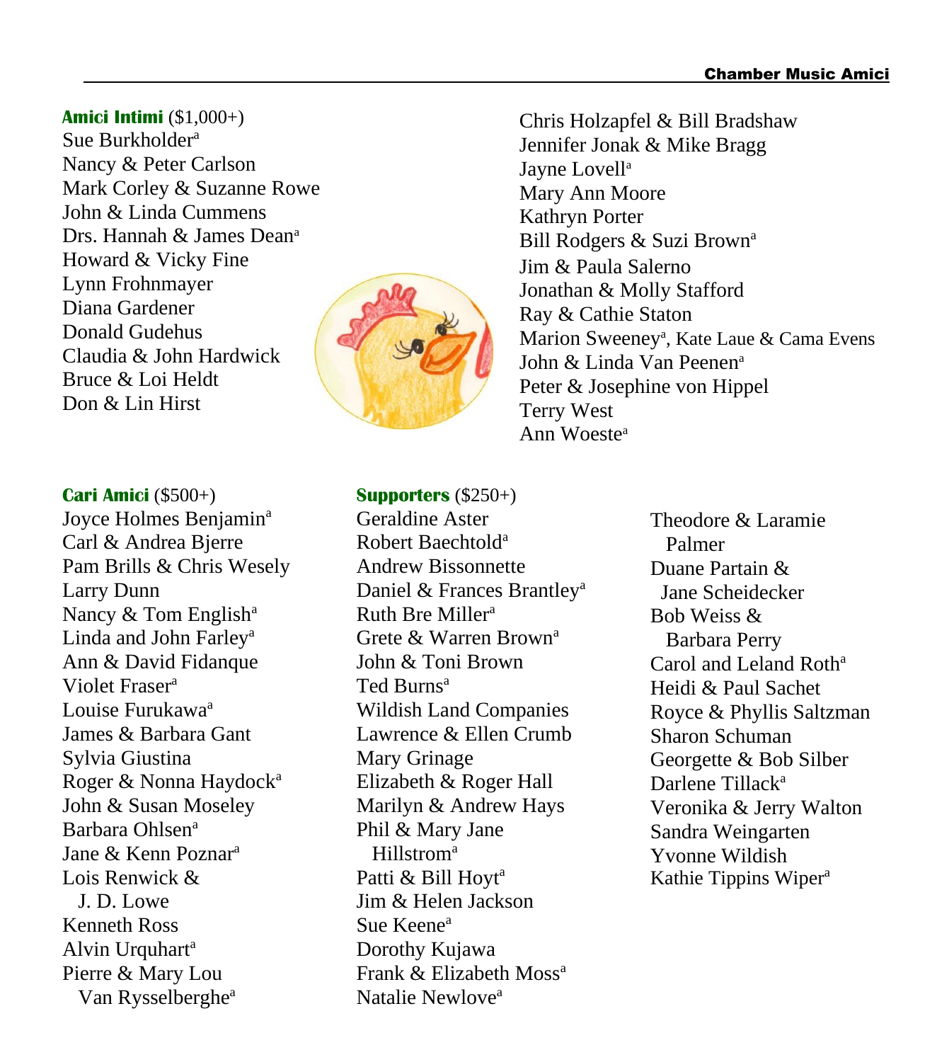**Amici Intimi** ($1,000+)
Sue Burkholder[a]
Nancy & Peter Carlson
Mark Corley & Suzanne Rowe
John & Linda Cummens
Drs. Hannah & James Dean[a]
Howard & Vicky Fine
Lynn Frohnmayer
Diana Gardener
Donald Gudehus
Claudia & John Hardwick
Bruce & Loi Heldt
Don & Lin Hirst
Chris Holzapfel & Bill Bradshaw
Jennifer Jonak & Mike Bragg
Jayne Lovell[a]
Mary Ann Moore
Kathryn Porter
Bill Rodgers & Suzi Brown[a]
Jim & Paula Salerno
Jonathan & Molly Stafford
Ray & Cathie Staton
Marion Sweeney[a], Kate Laue & Cama Evens
John & Linda Van Peenen[a]
Peter & Josephine von Hippel
Terry West
Ann Woeste[a]

**Cari Amici** ($500+)
Joyce Holmes Benjamin[a]
Carl & Andrea Bjerre
Pam Brills & Chris Wesely
Larry Dunn
Nancy & Tom English[a]
Linda and John Farley[a]
Ann & David Fidanque
Violet Fraser[a]
Louise Furukawa[a]
James & Barbara Gant
Sylvia Giustina
Roger & Nonna Haydock[a]
John & Susan Moseley
Barbara Ohlsen[a]
Jane & Kenn Poznar[a]
Lois Renwick & J. D. Lowe
Kenneth Ross
Alvin Urquhart[a]
Pierre & Mary Lou Van Rysselberghe[a]

**Supporters** ($250+)
Geraldine Aster
Robert Baechtold[a]
Andrew Bissonnette
Daniel & Frances Brantley[a]
Ruth Bre Miller[a]
Grete & Warren Brown[a]
John & Toni Brown
Ted Burns[a]
Wildish Land Companies
Lawrence & Ellen Crumb
Mary Grinage
Elizabeth & Roger Hall
Marilyn & Andrew Hays
Phil & Mary Jane Hillstrom[a]
Patti & Bill Hoyt[a]
Jim & Helen Jackson
Sue Keene[a]
Dorothy Kujawa
Frank & Elizabeth Moss[a]
Natalie Newlove[a]
Theodore & Laramie Palmer
Duane Partain & Jane Scheidecker
Bob Weiss & Barbara Perry
Carol and Leland Roth[a]
Heidi & Paul Sachet
Royce & Phyllis Saltzman
Sharon Schuman
Georgette & Bob Silber
Darlene Tillack[a]
Veronika & Jerry Walton
Sandra Weingarten
Yvonne Wildish
Kathie Tippins Wiper[a]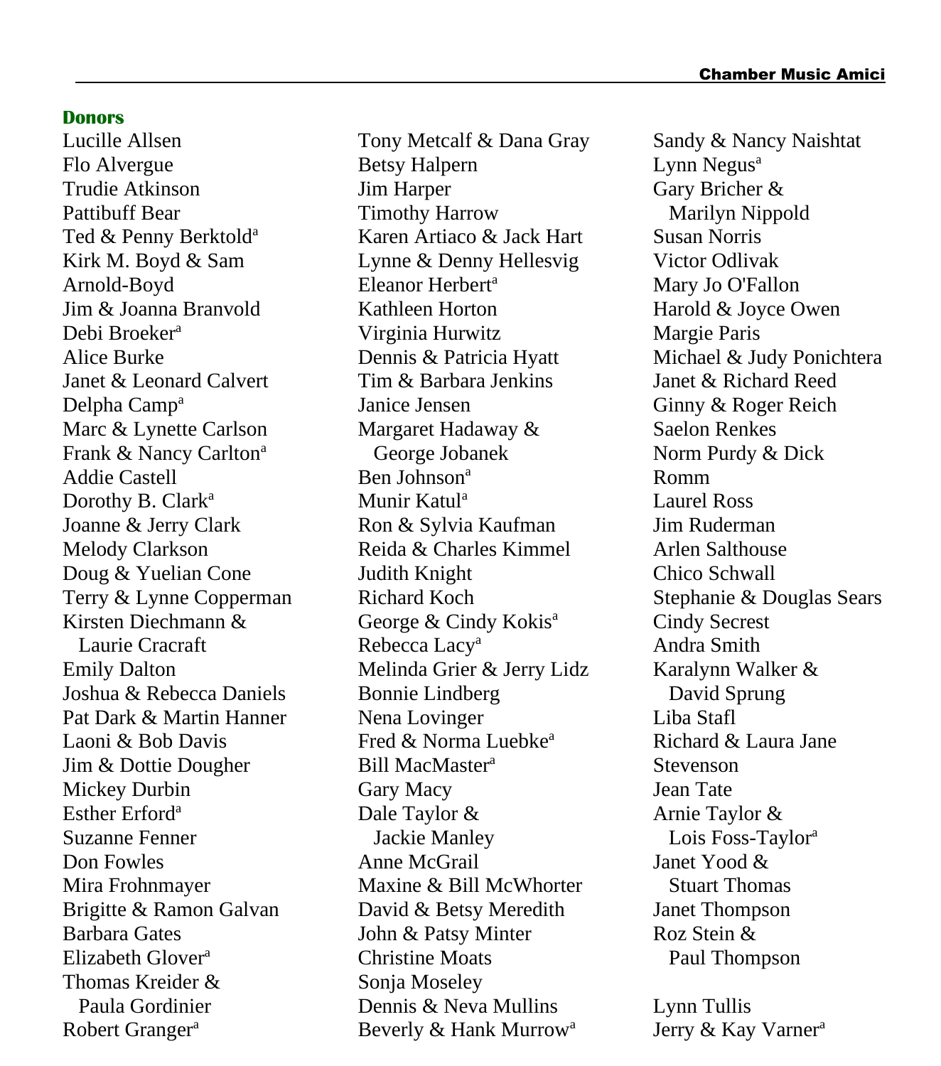## Donors

Lucille Allsen
Flo Alvergue
Trudie Atkinson
Pattibuff Bear
Ted & Penny Berktold[a]
Kirk M. Boyd & Sam Arnold-Boyd
Jim & Joanna Branvold
Debi Broeker[a]
Alice Burke
Janet & Leonard Calvert
Delpha Camp[a]
Marc & Lynette Carlson
Frank & Nancy Carlton[a]
Addie Castell
Dorothy B. Clark[a]
Joanne & Jerry Clark
Melody Clarkson
Doug & Yuelian Cone
Terry & Lynne Copperman
Kirsten Diechmann & Laurie Cracraft
Emily Dalton
Joshua & Rebecca Daniels
Pat Dark & Martin Hanner
Laoni & Bob Davis
Jim & Dottie Dougher
Mickey Durbin
Esther Erford[a]
Suzanne Fenner
Don Fowles
Mira Frohnmayer
Brigitte & Ramon Galvan
Barbara Gates
Elizabeth Glover[a]
Thomas Kreider & Paula Gordinier
Robert Granger[a]
Tony Metcalf & Dana Gray
Betsy Halpern
Jim Harper
Timothy Harrow
Karen Artiaco & Jack Hart
Lynne & Denny Hellesvig
Eleanor Herbert[a]
Kathleen Horton
Virginia Hurwitz
Dennis & Patricia Hyatt
Tim & Barbara Jenkins
Janice Jensen
Margaret Hadaway & George Jobanek
Ben Johnson[a]
Munir Katul[a]
Ron & Sylvia Kaufman
Reida & Charles Kimmel
Judith Knight
Richard Koch
George & Cindy Kokis[a]
Rebecca Lacy[a]
Melinda Grier & Jerry Lidz
Bonnie Lindberg
Nena Lovinger
Fred & Norma Luebke[a]
Bill MacMaster[a]
Gary Macy
Dale Taylor & Jackie Manley
Anne McGrail
Maxine & Bill McWhorter
David & Betsy Meredith
John & Patsy Minter
Christine Moats
Sonja Moseley
Dennis & Neva Mullins
Beverly & Hank Murrow[a]
Sandy & Nancy Naishtat
Lynn Negus[a]
Gary Bricher & Marilyn Nippold
Susan Norris
Victor Odlivak
Mary Jo O'Fallon
Harold & Joyce Owen
Margie Paris
Michael & Judy Ponichtera
Janet & Richard Reed
Ginny & Roger Reich
Saelon Renkes
Norm Purdy & Dick Romm
Laurel Ross
Jim Ruderman
Arlen Salthouse
Chico Schwall
Stephanie & Douglas Sears
Cindy Secrest
Andra Smith
Karalynn Walker & David Sprung
Liba Stafl
Richard & Laura Jane Stevenson
Jean Tate
Arnie Taylor & Lois Foss-Taylor[a]
Janet Yood & Stuart Thomas
Janet Thompson
Roz Stein & Paul Thompson

Lynn Tullis
Jerry & Kay Varner[a]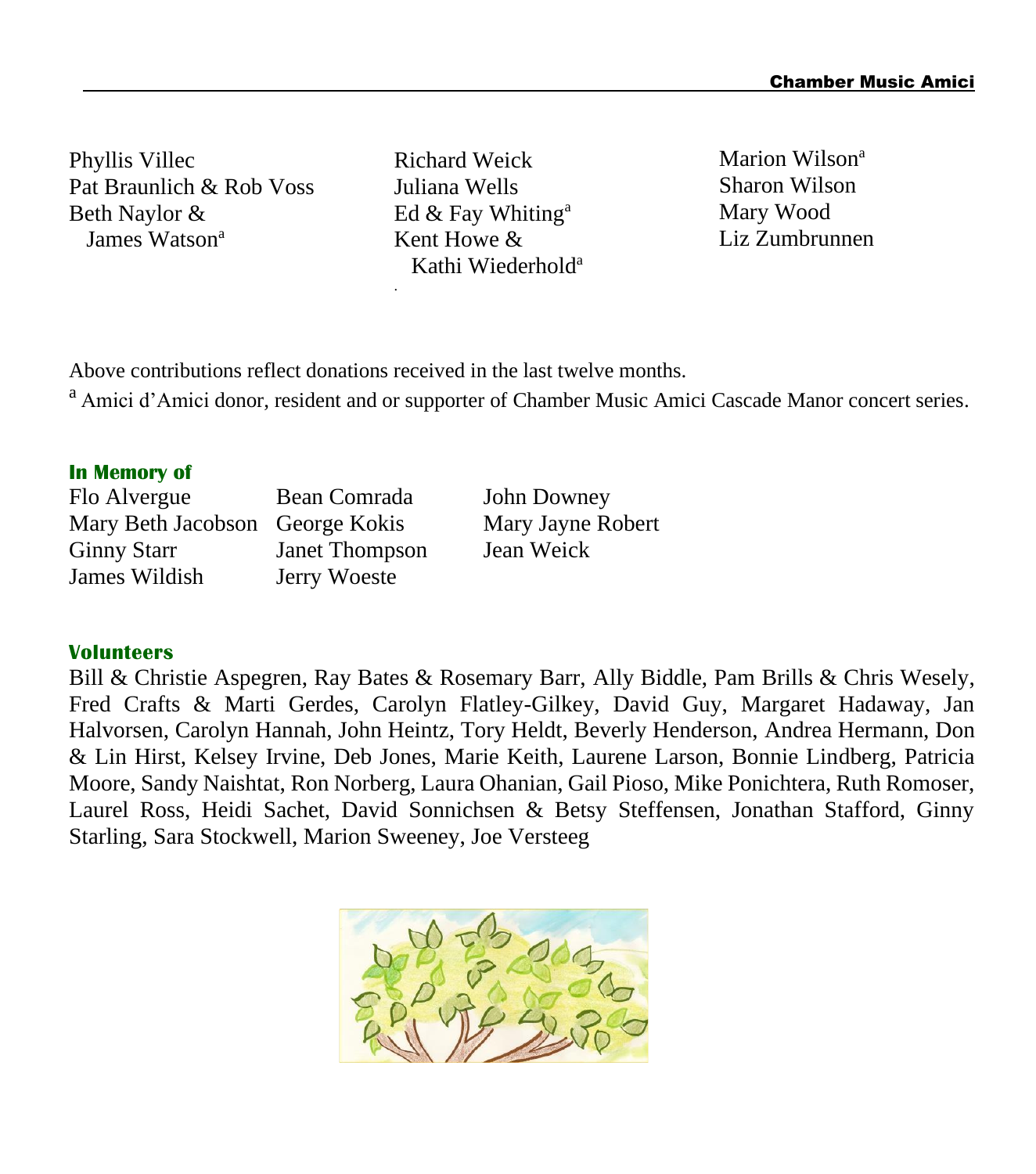Phyllis Villec
Pat Braunlich & Rob Voss
Beth Naylor & James Watson[a]
Richard Weick
Juliana Wells
Ed & Fay Whiting[a]
Kent Howe & Kathi Wiederhold[a]
Marion Wilson[a]
Sharon Wilson
Mary Wood
Liz Zumbrunnen

Above contributions reflect donations received in the last twelve months.

[a] Amici d'Amici donor, resident and or supporter of Chamber Music Amici Cascade Manor concert series.

## In Memory of

Flo Alvergue
Bean Comrada
John Downey
Mary Beth Jacobson
George Kokis
Mary Jayne Robert
Ginny Starr
Janet Thompson
Jean Weick
James Wildish
Jerry Woeste

## Volunteers

Bill & Christie Aspegren, Ray Bates & Rosemary Barr, Ally Biddle, Pam Brills & Chris Wesely, Fred Crafts & Marti Gerdes, Carolyn Flatley-Gilkey, David Guy, Margaret Hadaway, Jan Halvorsen, Carolyn Hannah, John Heintz, Tory Heldt, Beverly Henderson, Andrea Hermann, Don & Lin Hirst, Kelsey Irvine, Deb Jones, Marie Keith, Laurene Larson, Bonnie Lindberg, Patricia Moore, Sandy Naishtat, Ron Norberg, Laura Ohanian, Gail Pioso, Mike Ponichtera, Ruth Romoser, Laurel Ross, Heidi Sachet, David Sonnichsen & Betsy Steffensen, Jonathan Stafford, Ginny Starling, Sara Stockwell, Marion Sweeney, Joe Versteeg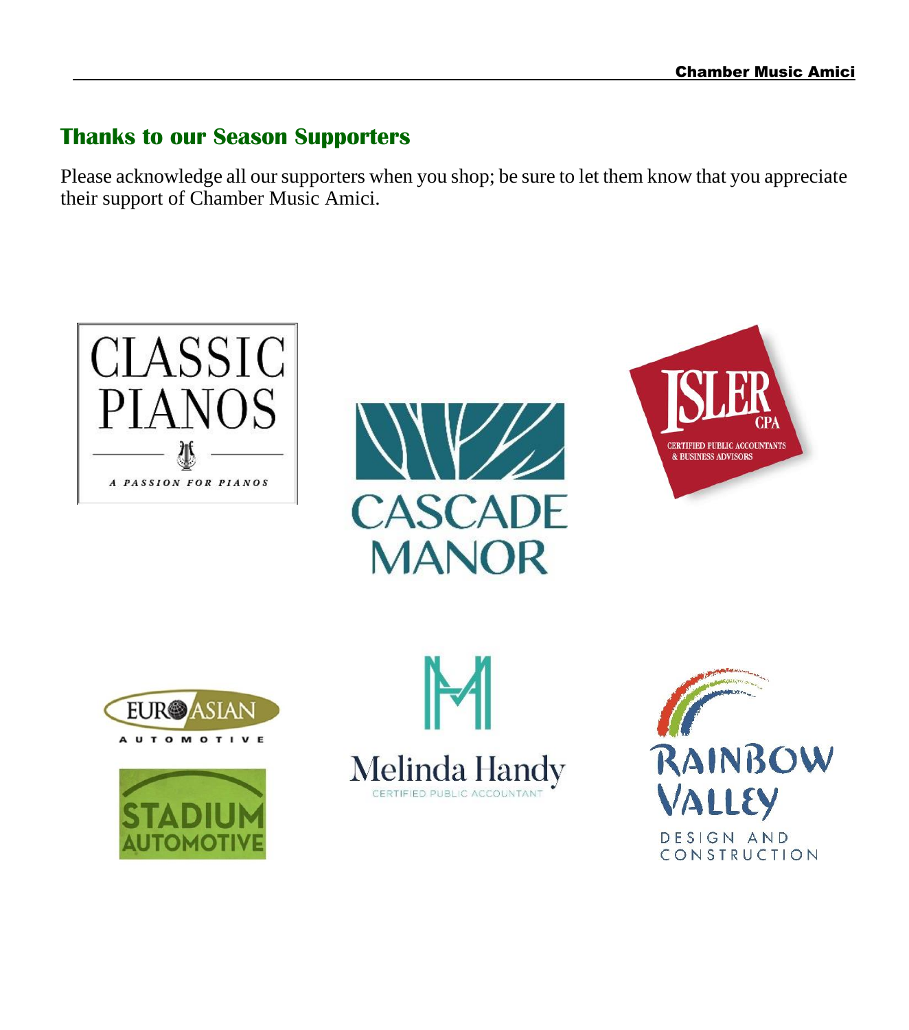## Thanks to our Season Supporters

Please acknowledge all our supporters when you shop; be sure to let them know that you appreciate their support of Chamber Music Amici.

CLASSIC PIANOS

*A PASSION FOR PIANOS*

CASCADE MANOR

ISLER CPA

CERTIFIED PUBLIC ACCOUNTANTS & BUSINESS ADVISORS

EURO ASIAN AUTOMOTIVE

STADIUM AUTOMOTIVE

Melinda Handy

CERTIFIED PUBLIC ACCOUNTANT

RAINBOW VALLEY

DESIGN AND CONSTRUCTION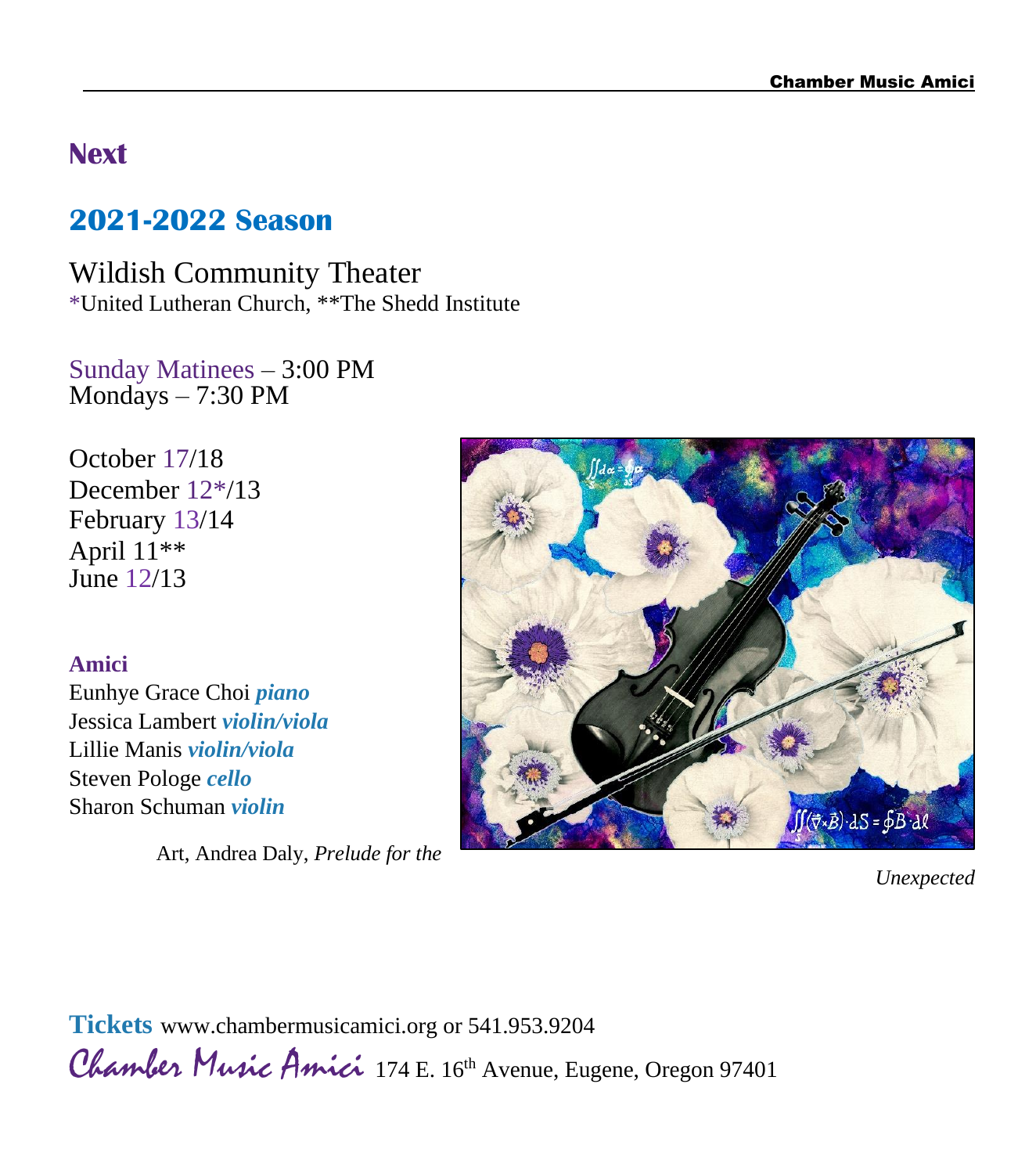## Next

## 2021-2022 Season

Wildish Community Theater
*United Lutheran Church, **The Shedd Institute

Sunday Matinees – 3:00 PM
Mondays – 7:30 PM

October 17/18
December 12*/13
February 13/14
April 11**
June 12/13

**Amici**
Eunhye Grace Choi ***piano***
Jessica Lambert ***violin/viola***
Lillie Manis ***violin/viola***
Steven Pologe ***cello***
Sharon Schuman ***violin***

Art, Andrea Daly, *Prelude for the Unexpected*

**Tickets** www.chambermusicamici.org or 541.953.9204

Chamber Music Amici 174 E. 16th Avenue, Eugene, Oregon 97401